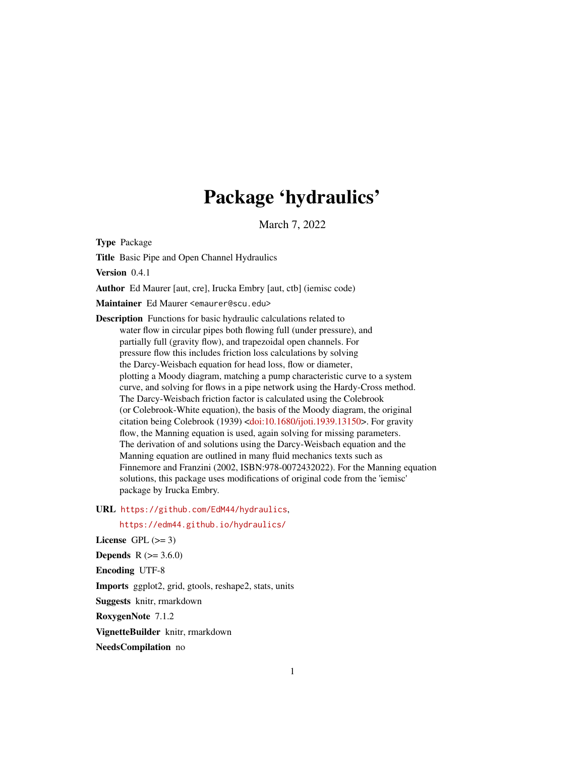# Package 'hydraulics'

March 7, 2022

**Type** Package

**Title** Basic Pipe and Open Channel Hydraulics

**Version** 0.4.1

**Author** Ed Maurer [aut, cre], Irucka Embry [aut, ctb] (iemisc code)

**Maintainer** Ed Maurer <emaurer@scu.edu>

**Description** Functions for basic hydraulic calculations related to water flow in circular pipes both flowing full (under pressure), and partially full (gravity flow), and trapezoidal open channels. For pressure flow this includes friction loss calculations by solving the Darcy-Weisbach equation for head loss, flow or diameter, plotting a Moody diagram, matching a pump characteristic curve to a system curve, and solving for flows in a pipe network using the Hardy-Cross method. The Darcy-Weisbach friction factor is calculated using the Colebrook (or Colebrook-White equation), the basis of the Moody diagram, the original citation being Colebrook (1939) <doi:10.1680/ijoti.1939.13150>. For gravity flow, the Manning equation is used, again solving for missing parameters. The derivation of and solutions using the Darcy-Weisbach equation and the Manning equation are outlined in many fluid mechanics texts such as Finnemore and Franzini (2002, ISBN:978-0072432022). For the Manning equation solutions, this package uses modifications of original code from the 'iemisc' package by Irucka Embry.

**URL** https://github.com/EdM44/hydraulics, https://edm44.github.io/hydraulics/

**License** GPL (>= 3)

**Depends** R (>= 3.6.0)

**Encoding** UTF-8

**Imports** ggplot2, grid, gtools, reshape2, stats, units

**Suggests** knitr, rmarkdown

**RoxygenNote** 7.1.2

**VignetteBuilder** knitr, rmarkdown

**NeedsCompilation** no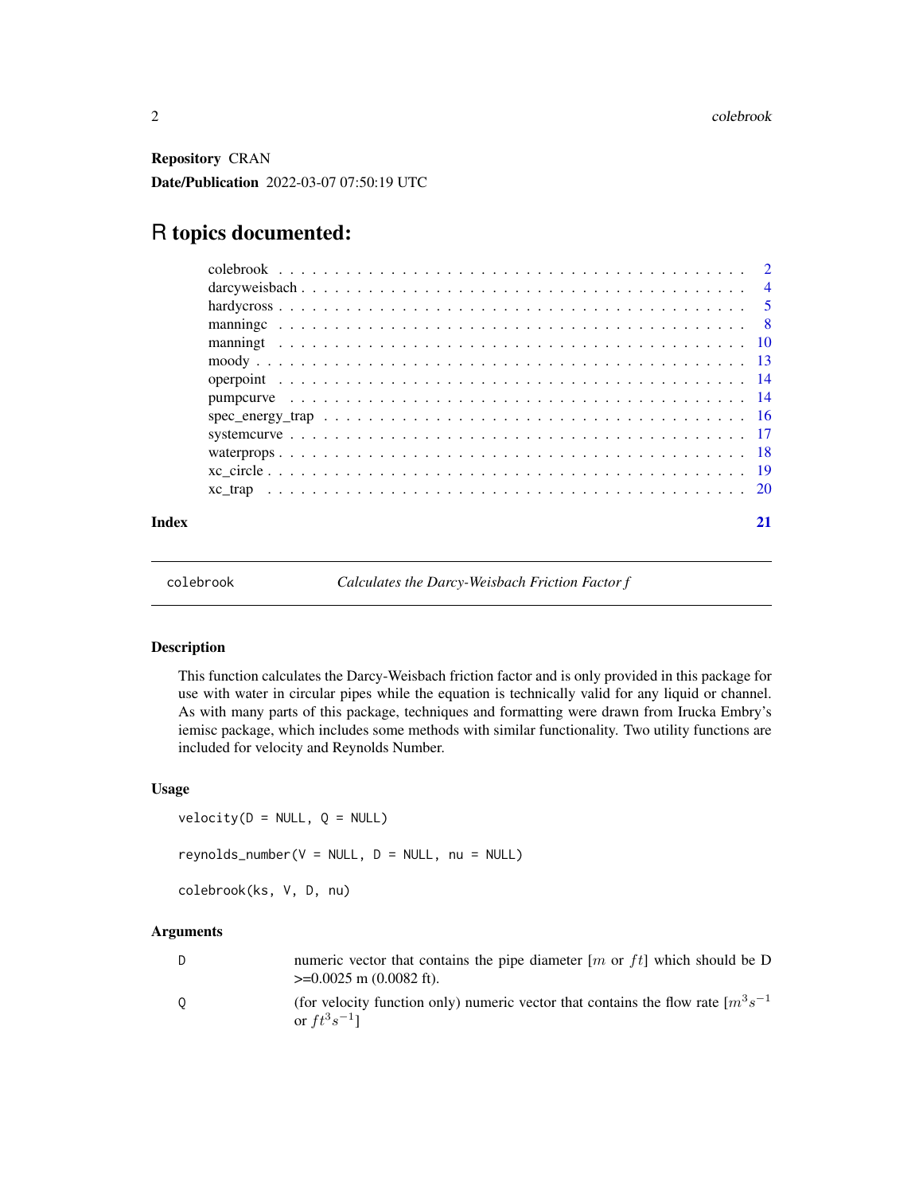**Repository** CRAN

**Date/Publication** 2022-03-07 07:50:19 UTC

# R topics documented:

| | |
|---|---|
| colebrook | 2 |
| darcyweisbach | 4 |
| hardycross | 5 |
| manningc | 8 |
| manningt | 10 |
| moody | 13 |
| operpoint | 14 |
| pumpcurve | 14 |
| spec_energy_trap | 16 |
| systemcurve | 17 |
| waterprops | 18 |
| xc_circle | 19 |
| xc_trap | 20 |
| **Index** | **21** |

---

## colebrook — *Calculates the Darcy-Weisbach Friction Factor f*

### Description

This function calculates the Darcy-Weisbach friction factor and is only provided in this package for use with water in circular pipes while the equation is technically valid for any liquid or channel. As with many parts of this package, techniques and formatting were drawn from Irucka Embry's iemisc package, which includes some methods with similar functionality. Two utility functions are included for velocity and Reynolds Number.

### Usage

```
velocity(D = NULL, Q = NULL)

reynolds_number(V = NULL, D = NULL, nu = NULL)

colebrook(ks, V, D, nu)
```

### Arguments

| | |
|---|---|
| D | numeric vector that contains the pipe diameter [$m$ or $ft$] which should be D >=0.0025 m (0.0082 ft). |
| Q | (for velocity function only) numeric vector that contains the flow rate [$m^3 s^{-1}$ or $ft^3 s^{-1}$] |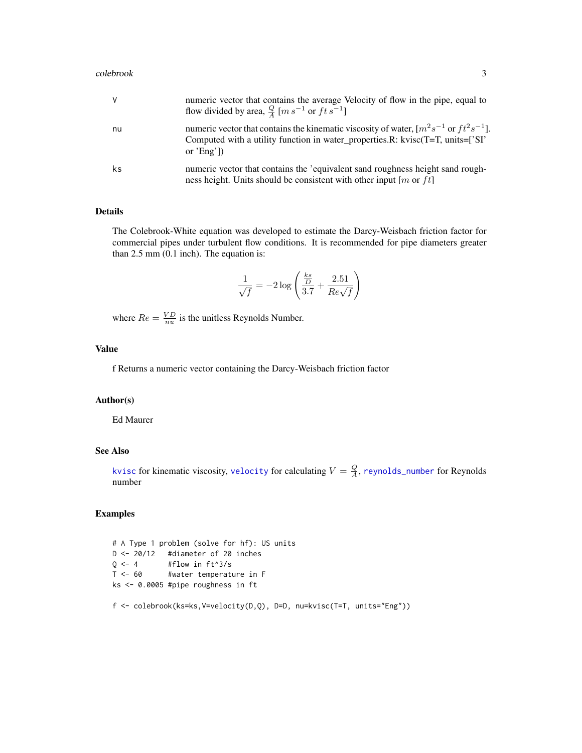| | |
|---|---|
| V | numeric vector that contains the average Velocity of flow in the pipe, equal to flow divided by area, $\frac{Q}{A}$ [$m\,s^{-1}$ or $ft\,s^{-1}$] |
| nu | numeric vector that contains the kinematic viscosity of water, [$m^2s^{-1}$ or $ft^2s^{-1}$]. Computed with a utility function in water_properties.R: kvisc(T=T, units=['SI' or 'Eng']) |
| ks | numeric vector that contains the 'equivalent sand roughness height sand roughness height. Units should be consistent with other input [$m$ or $ft$] |

## Details

The Colebrook-White equation was developed to estimate the Darcy-Weisbach friction factor for commercial pipes under turbulent flow conditions. It is recommended for pipe diameters greater than 2.5 mm (0.1 inch). The equation is:

$$\frac{1}{\sqrt{f}} = -2\log\left(\frac{\frac{ks}{D}}{3.7} + \frac{2.51}{Re\sqrt{f}}\right)$$

where $Re = \frac{VD}{nu}$ is the unitless Reynolds Number.

## Value

f Returns a numeric vector containing the Darcy-Weisbach friction factor

## Author(s)

Ed Maurer

## See Also

kvisc for kinematic viscosity, velocity for calculating $V = \frac{Q}{A}$, reynolds_number for Reynolds number

## Examples

```
# A Type 1 problem (solve for hf): US units
D <- 20/12   #diameter of 20 inches
Q <- 4       #flow in ft^3/s
T <- 60      #water temperature in F
ks <- 0.0005 #pipe roughness in ft

f <- colebrook(ks=ks,V=velocity(D,Q), D=D, nu=kvisc(T=T, units="Eng"))
```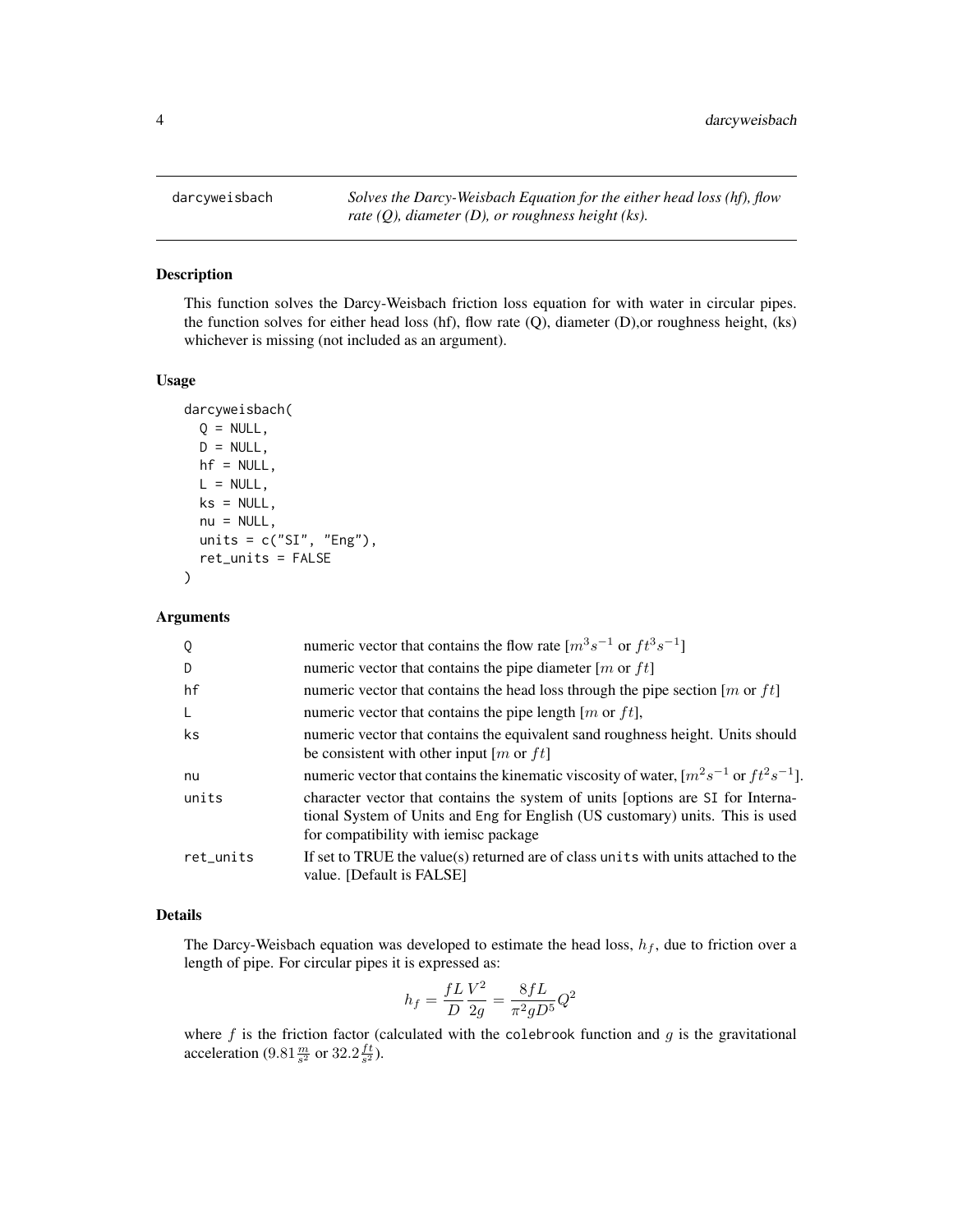## darcyweisbach — *Solves the Darcy-Weisbach Equation for the either head loss (hf), flow rate (Q), diameter (D), or roughness height (ks).*

### Description

This function solves the Darcy-Weisbach friction loss equation for with water in circular pipes. the function solves for either head loss (hf), flow rate (Q), diameter (D),or roughness height, (ks) whichever is missing (not included as an argument).

### Usage

```
darcyweisbach(
  Q = NULL,
  D = NULL,
  hf = NULL,
  L = NULL,
  ks = NULL,
  nu = NULL,
  units = c("SI", "Eng"),
  ret_units = FALSE
)
```

### Arguments

| | |
|---|---|
| Q | numeric vector that contains the flow rate [$m^3s^{-1}$ or $ft^3s^{-1}$] |
| D | numeric vector that contains the pipe diameter [$m$ or $ft$] |
| hf | numeric vector that contains the head loss through the pipe section [$m$ or $ft$] |
| L | numeric vector that contains the pipe length [$m$ or $ft$], |
| ks | numeric vector that contains the equivalent sand roughness height. Units should be consistent with other input [$m$ or $ft$] |
| nu | numeric vector that contains the kinematic viscosity of water, [$m^2s^{-1}$ or $ft^2s^{-1}$]. |
| units | character vector that contains the system of units [options are SI for International System of Units and Eng for English (US customary) units. This is used for compatibility with iemisc package |
| ret_units | If set to TRUE the value(s) returned are of class units with units attached to the value. [Default is FALSE] |

### Details

The Darcy-Weisbach equation was developed to estimate the head loss, $h_f$, due to friction over a length of pipe. For circular pipes it is expressed as:

$$h_f = \frac{fL}{D}\frac{V^2}{2g} = \frac{8fL}{\pi^2 g D^5}Q^2$$

where $f$ is the friction factor (calculated with the colebrook function and $g$ is the gravitational acceleration ($9.81\frac{m}{s^2}$ or $32.2\frac{ft}{s^2}$).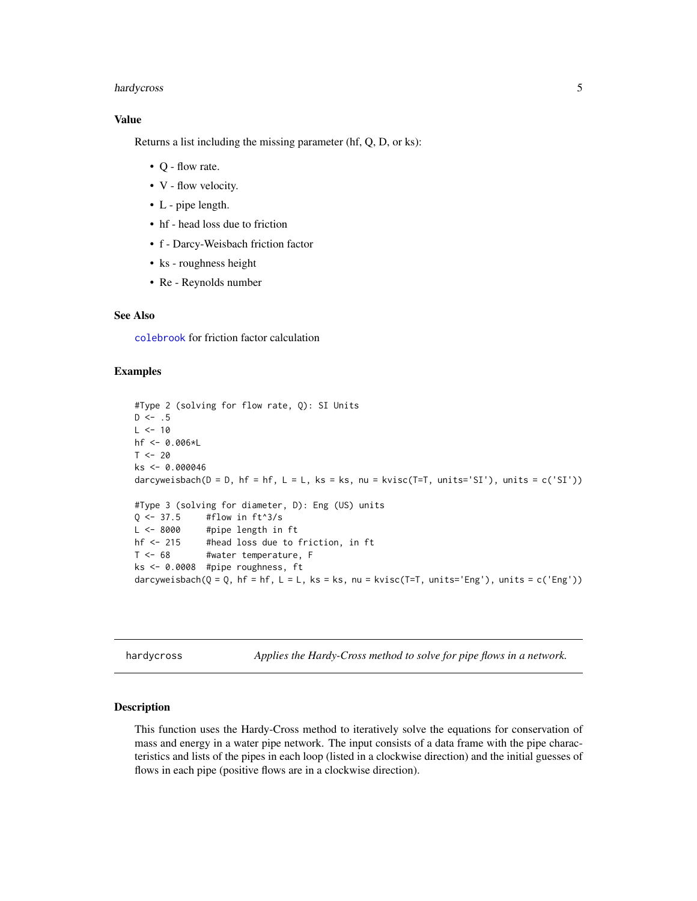### Value

Returns a list including the missing parameter (hf, Q, D, or ks):

- Q - flow rate.
- V - flow velocity.
- L - pipe length.
- hf - head loss due to friction
- f - Darcy-Weisbach friction factor
- ks - roughness height
- Re - Reynolds number

### See Also

colebrook for friction factor calculation

### Examples

```
#Type 2 (solving for flow rate, Q): SI Units
D <- .5
L <- 10
hf <- 0.006*L
T <- 20
ks <- 0.000046
darcyweisbach(D = D, hf = hf, L = L, ks = ks, nu = kvisc(T=T, units='SI'), units = c('SI'))

#Type 3 (solving for diameter, D): Eng (US) units
Q <- 37.5     #flow in ft^3/s
L <- 8000     #pipe length in ft
hf <- 215     #head loss due to friction, in ft
T <- 68       #water temperature, F
ks <- 0.0008  #pipe roughness, ft
darcyweisbach(Q = Q, hf = hf, L = L, ks = ks, nu = kvisc(T=T, units='Eng'), units = c('Eng'))
```

---

## hardycross — *Applies the Hardy-Cross method to solve for pipe flows in a network.*

---

### Description

This function uses the Hardy-Cross method to iteratively solve the equations for conservation of mass and energy in a water pipe network. The input consists of a data frame with the pipe characteristics and lists of the pipes in each loop (listed in a clockwise direction) and the initial guesses of flows in each pipe (positive flows are in a clockwise direction).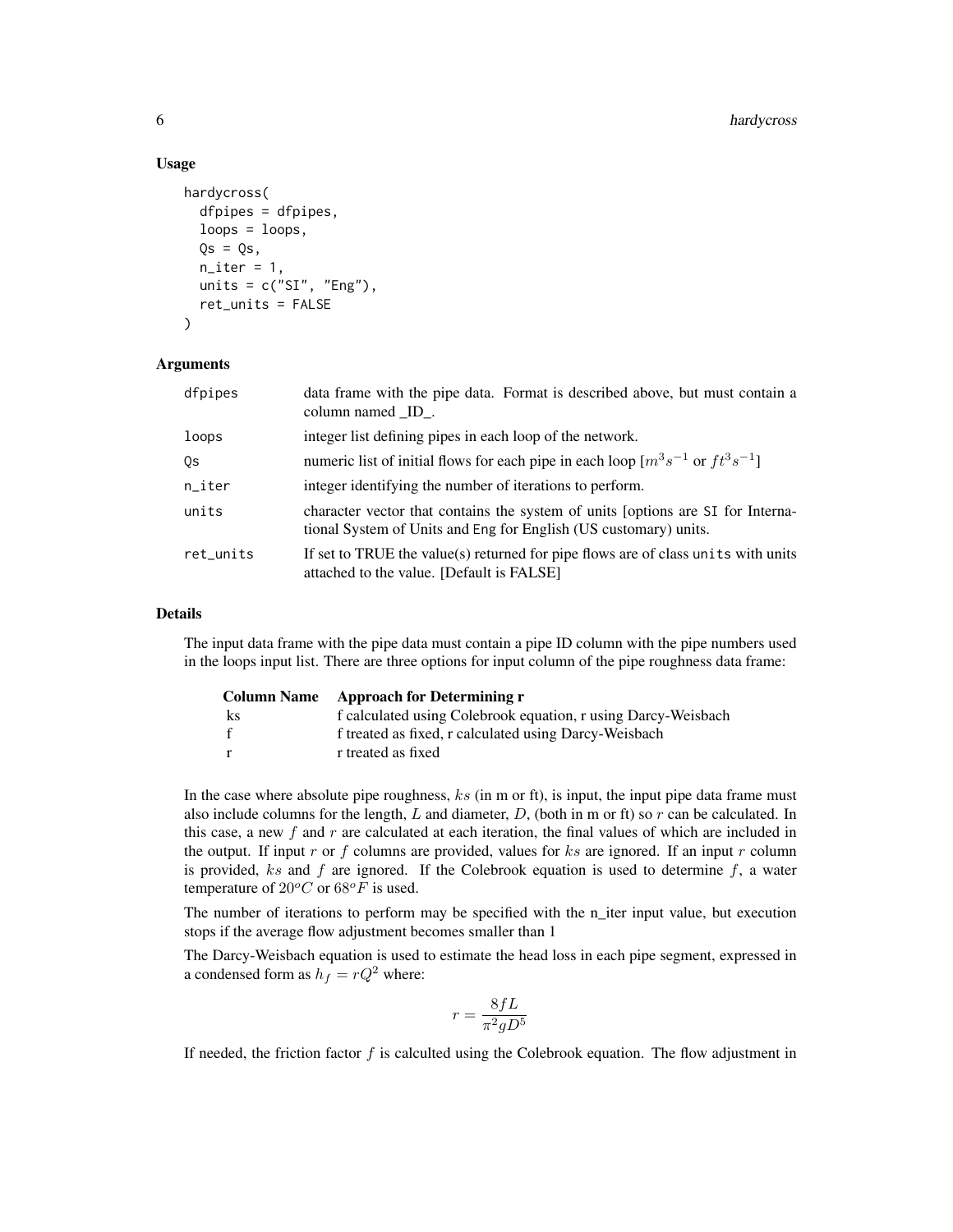### Usage

```
hardycross(
  dfpipes = dfpipes,
  loops = loops,
  Qs = Qs,
  n_iter = 1,
  units = c("SI", "Eng"),
  ret_units = FALSE
)
```

### Arguments

| Argument | Description |
|---|---|
| dfpipes | data frame with the pipe data. Format is described above, but must contain a column named _ID_. |
| loops | integer list defining pipes in each loop of the network. |
| Qs | numeric list of initial flows for each pipe in each loop [$m^3s^{-1}$ or $ft^3s^{-1}$] |
| n_iter | integer identifying the number of iterations to perform. |
| units | character vector that contains the system of units [options are SI for International System of Units and Eng for English (US customary) units. |
| ret_units | If set to TRUE the value(s) returned for pipe flows are of class units with units attached to the value. [Default is FALSE] |

### Details

The input data frame with the pipe data must contain a pipe ID column with the pipe numbers used in the loops input list. There are three options for input column of the pipe roughness data frame:

| Column Name | Approach for Determining r |
|---|---|
| ks | f calculated using Colebrook equation, r using Darcy-Weisbach |
| f | f treated as fixed, r calculated using Darcy-Weisbach |
| r | r treated as fixed |

In the case where absolute pipe roughness, $ks$ (in m or ft), is input, the input pipe data frame must also include columns for the length, $L$ and diameter, $D$, (both in m or ft) so $r$ can be calculated. In this case, a new $f$ and $r$ are calculated at each iteration, the final values of which are included in the output. If input $r$ or $f$ columns are provided, values for $ks$ are ignored. If an input $r$ column is provided, $ks$ and $f$ are ignored. If the Colebrook equation is used to determine $f$, a water temperature of $20^oC$ or $68^oF$ is used.

The number of iterations to perform may be specified with the n_iter input value, but execution stops if the average flow adjustment becomes smaller than 1

The Darcy-Weisbach equation is used to estimate the head loss in each pipe segment, expressed in a condensed form as $h_f = rQ^2$ where:

$$r = \frac{8fL}{\pi^2 g D^5}$$

If needed, the friction factor $f$ is calculted using the Colebrook equation. The flow adjustment in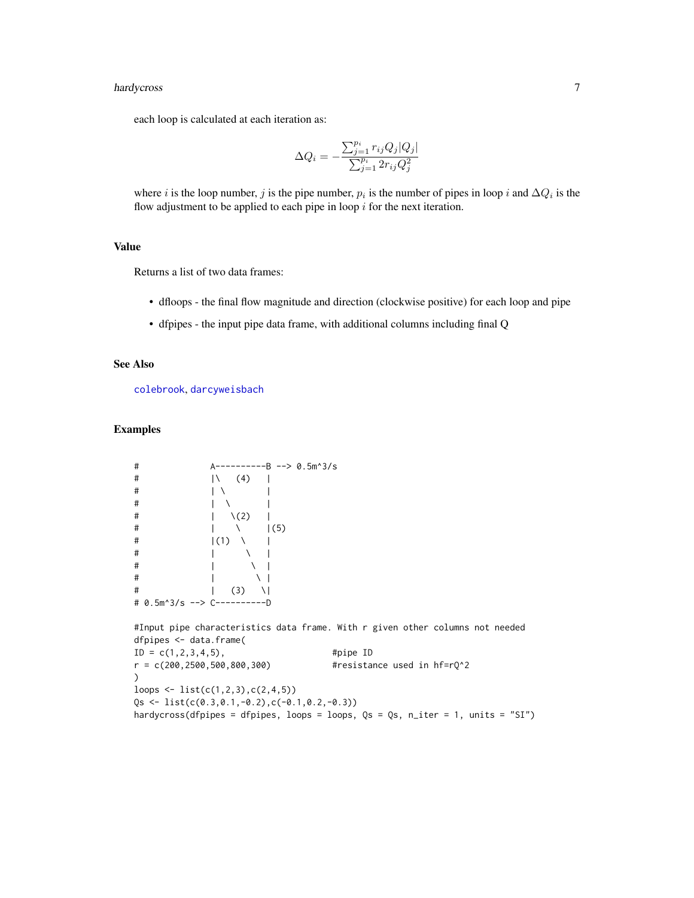each loop is calculated at each iteration as:

$$\Delta Q_i = -\frac{\sum_{j=1}^{p_i} r_{ij} Q_j |Q_j|}{\sum_{j=1}^{p_i} 2 r_{ij} Q_j^2}$$

where $i$ is the loop number, $j$ is the pipe number, $p_i$ is the number of pipes in loop $i$ and $\Delta Q_i$ is the flow adjustment to be applied to each pipe in loop $i$ for the next iteration.

## Value

Returns a list of two data frames:

- dfloops - the final flow magnitude and direction (clockwise positive) for each loop and pipe
- dfpipes - the input pipe data frame, with additional columns including final Q

## See Also

colebrook, darcyweisbach

## Examples

```
#              A----------B --> 0.5m^3/s
#              |\   (4)   |
#              | \        |
#              |  \       |
#              |   \(2)   |
#              |    \     |(5)
#              |(1)  \    |
#              |      \   |
#              |       \  |
#              |        \ |
#              |   (3)   \|
# 0.5m^3/s --> C----------D

#Input pipe characteristics data frame. With r given other columns not needed
dfpipes <- data.frame(
ID = c(1,2,3,4,5),                    #pipe ID
r = c(200,2500,500,800,300)           #resistance used in hf=rQ^2
)
loops <- list(c(1,2,3),c(2,4,5))
Qs <- list(c(0.3,0.1,-0.2),c(-0.1,0.2,-0.3))
hardycross(dfpipes = dfpipes, loops = loops, Qs = Qs, n_iter = 1, units = "SI")
```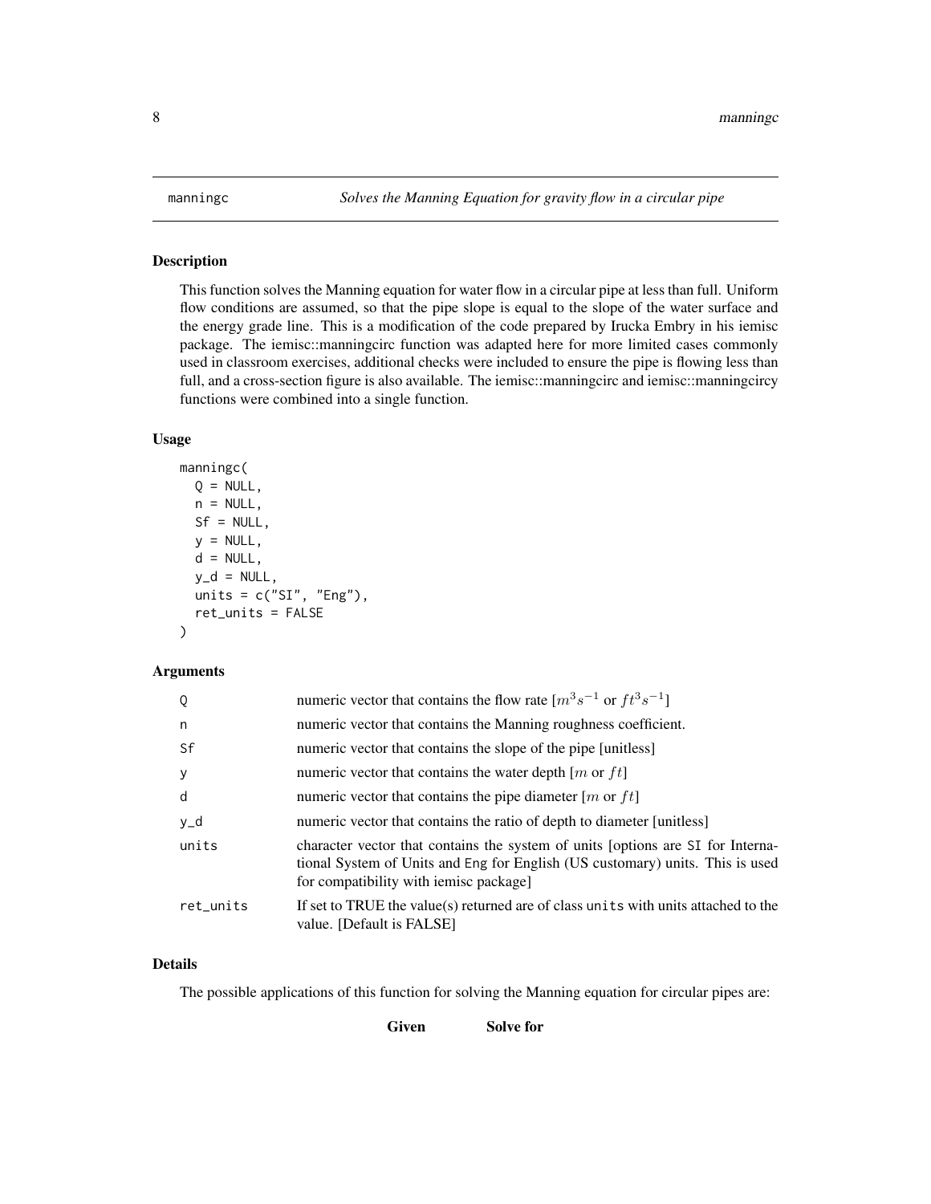# manningc *Solves the Manning Equation for gravity flow in a circular pipe*

## Description

This function solves the Manning equation for water flow in a circular pipe at less than full. Uniform flow conditions are assumed, so that the pipe slope is equal to the slope of the water surface and the energy grade line. This is a modification of the code prepared by Irucka Embry in his iemisc package. The iemisc::manningcirc function was adapted here for more limited cases commonly used in classroom exercises, additional checks were included to ensure the pipe is flowing less than full, and a cross-section figure is also available. The iemisc::manningcirc and iemisc::manningcircy functions were combined into a single function.

## Usage

```
manningc(
  Q = NULL,
  n = NULL,
  Sf = NULL,
  y = NULL,
  d = NULL,
  y_d = NULL,
  units = c("SI", "Eng"),
  ret_units = FALSE
)
```

## Arguments

| | |
|---|---|
| Q | numeric vector that contains the flow rate [$m^3s^{-1}$ or $ft^3s^{-1}$] |
| n | numeric vector that contains the Manning roughness coefficient. |
| Sf | numeric vector that contains the slope of the pipe [unitless] |
| y | numeric vector that contains the water depth [$m$ or $ft$] |
| d | numeric vector that contains the pipe diameter [$m$ or $ft$] |
| y_d | numeric vector that contains the ratio of depth to diameter [unitless] |
| units | character vector that contains the system of units [options are SI for International System of Units and Eng for English (US customary) units. This is used for compatibility with iemisc package] |
| ret_units | If set to TRUE the value(s) returned are of class units with units attached to the value. [Default is FALSE] |

## Details

The possible applications of this function for solving the Manning equation for circular pipes are:

| Given | Solve for |
|---|---|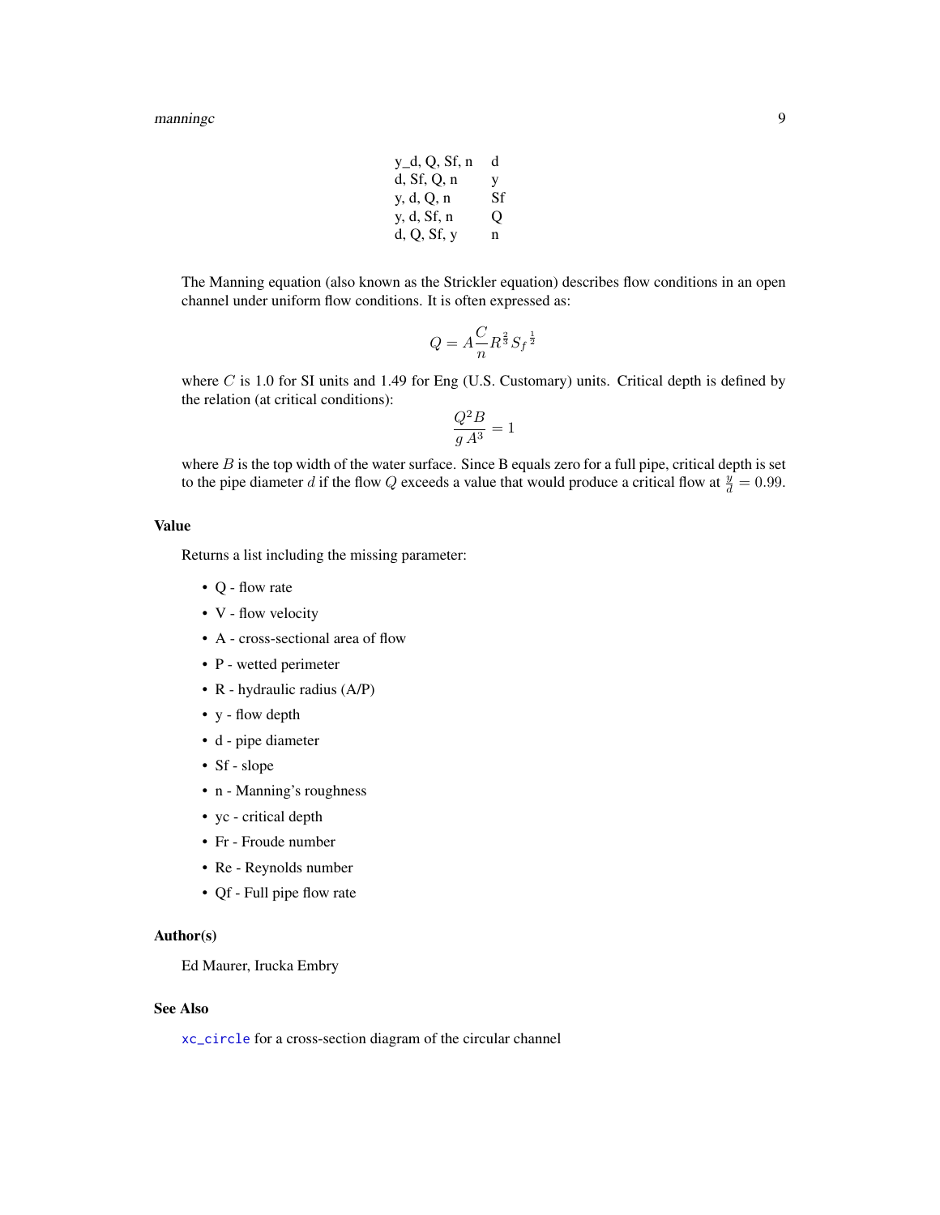| | |
|---|---|
| y_d, Q, Sf, n | d |
| d, Sf, Q, n | y |
| y, d, Q, n | Sf |
| y, d, Sf, n | Q |
| d, Q, Sf, y | n |

The Manning equation (also known as the Strickler equation) describes flow conditions in an open channel under uniform flow conditions. It is often expressed as:

$$Q = A\frac{C}{n}R^{\frac{2}{3}}{S_f}^{\frac{1}{2}}$$

where $C$ is 1.0 for SI units and 1.49 for Eng (U.S. Customary) units. Critical depth is defined by the relation (at critical conditions):

$$\frac{Q^{2}B}{g\,A^{3}} = 1$$

where $B$ is the top width of the water surface. Since B equals zero for a full pipe, critical depth is set to the pipe diameter $d$ if the flow $Q$ exceeds a value that would produce a critical flow at $\frac{y}{d} = 0.99$.

### Value

Returns a list including the missing parameter:

- Q - flow rate
- V - flow velocity
- A - cross-sectional area of flow
- P - wetted perimeter
- R - hydraulic radius (A/P)
- y - flow depth
- d - pipe diameter
- Sf - slope
- n - Manning's roughness
- yc - critical depth
- Fr - Froude number
- Re - Reynolds number
- Qf - Full pipe flow rate

### Author(s)

Ed Maurer, Irucka Embry

### See Also

`xc_circle` for a cross-section diagram of the circular channel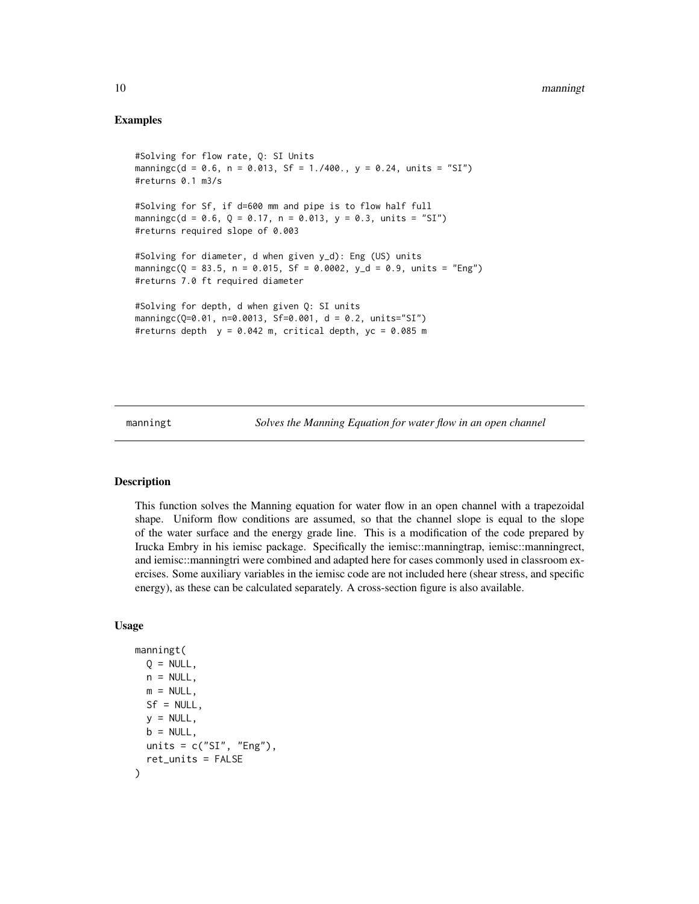### Examples

```
#Solving for flow rate, Q: SI Units
manningc(d = 0.6, n = 0.013, Sf = 1./400., y = 0.24, units = "SI")
#returns 0.1 m3/s

#Solving for Sf, if d=600 mm and pipe is to flow half full
manningc(d = 0.6, Q = 0.17, n = 0.013, y = 0.3, units = "SI")
#returns required slope of 0.003

#Solving for diameter, d when given y_d): Eng (US) units
manningc(Q = 83.5, n = 0.015, Sf = 0.0002, y_d = 0.9, units = "Eng")
#returns 7.0 ft required diameter

#Solving for depth, d when given Q: SI units
manningc(Q=0.01, n=0.0013, Sf=0.001, d = 0.2, units="SI")
#returns depth  y = 0.042 m, critical depth, yc = 0.085 m
```

---

## manningt — *Solves the Manning Equation for water flow in an open channel*

---

### Description

This function solves the Manning equation for water flow in an open channel with a trapezoidal shape. Uniform flow conditions are assumed, so that the channel slope is equal to the slope of the water surface and the energy grade line. This is a modification of the code prepared by Irucka Embry in his iemisc package. Specifically the iemisc::manningtrap, iemisc::manningrect, and iemisc::manningtri were combined and adapted here for cases commonly used in classroom exercises. Some auxiliary variables in the iemisc code are not included here (shear stress, and specific energy), as these can be calculated separately. A cross-section figure is also available.

### Usage

```
manningt(
  Q = NULL,
  n = NULL,
  m = NULL,
  Sf = NULL,
  y = NULL,
  b = NULL,
  units = c("SI", "Eng"),
  ret_units = FALSE
)
```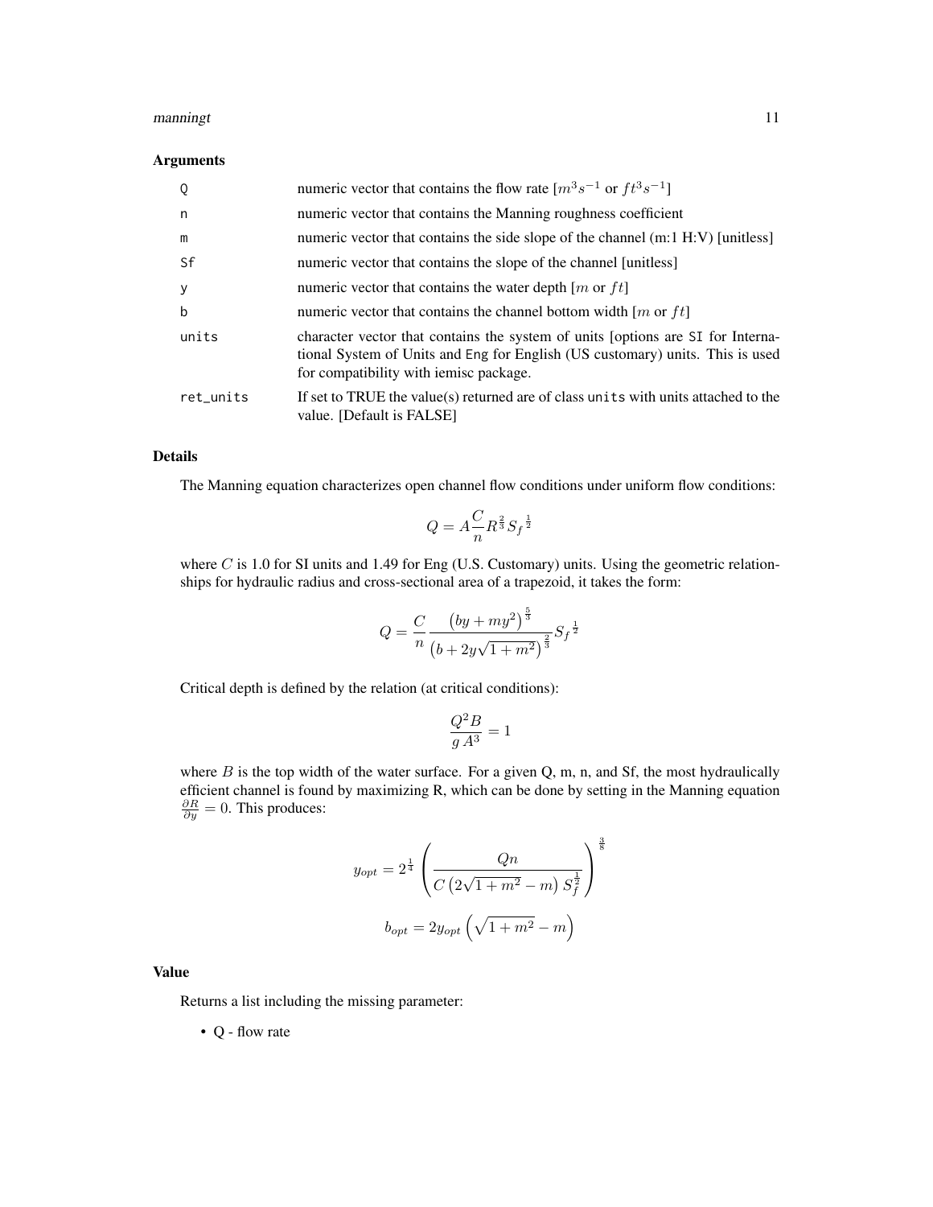## Arguments

| | |
|---|---|
| Q | numeric vector that contains the flow rate [$m^3s^{-1}$ or $ft^3s^{-1}$] |
| n | numeric vector that contains the Manning roughness coefficient |
| m | numeric vector that contains the side slope of the channel (m:1 H:V) [unitless] |
| Sf | numeric vector that contains the slope of the channel [unitless] |
| y | numeric vector that contains the water depth [$m$ or $ft$] |
| b | numeric vector that contains the channel bottom width [$m$ or $ft$] |
| units | character vector that contains the system of units [options are SI for International System of Units and Eng for English (US customary) units. This is used for compatibility with iemisc package. |
| ret_units | If set to TRUE the value(s) returned are of class units with units attached to the value. [Default is FALSE] |

## Details

The Manning equation characterizes open channel flow conditions under uniform flow conditions:

$$Q = A\frac{C}{n}R^{\frac{2}{3}}{S_f}^{\frac{1}{2}}$$

where $C$ is 1.0 for SI units and 1.49 for Eng (U.S. Customary) units. Using the geometric relationships for hydraulic radius and cross-sectional area of a trapezoid, it takes the form:

$$Q = \frac{C}{n}\frac{\left(by + my^2\right)^{\frac{5}{3}}}{\left(b + 2y\sqrt{1 + m^2}\right)^{\frac{2}{3}}}{S_f}^{\frac{1}{2}}$$

Critical depth is defined by the relation (at critical conditions):

$$\frac{Q^2B}{g\,A^3} = 1$$

where $B$ is the top width of the water surface. For a given Q, m, n, and Sf, the most hydraulically efficient channel is found by maximizing R, which can be done by setting in the Manning equation $\frac{\partial R}{\partial y} = 0$. This produces:

$$y_{opt} = 2^{\frac{1}{4}}\left(\frac{Qn}{C\left(2\sqrt{1 + m^2} - m\right)S_f^{\frac{1}{2}}}\right)^{\frac{3}{8}}$$

$$b_{opt} = 2y_{opt}\left(\sqrt{1 + m^2} - m\right)$$

## Value

Returns a list including the missing parameter:

- Q - flow rate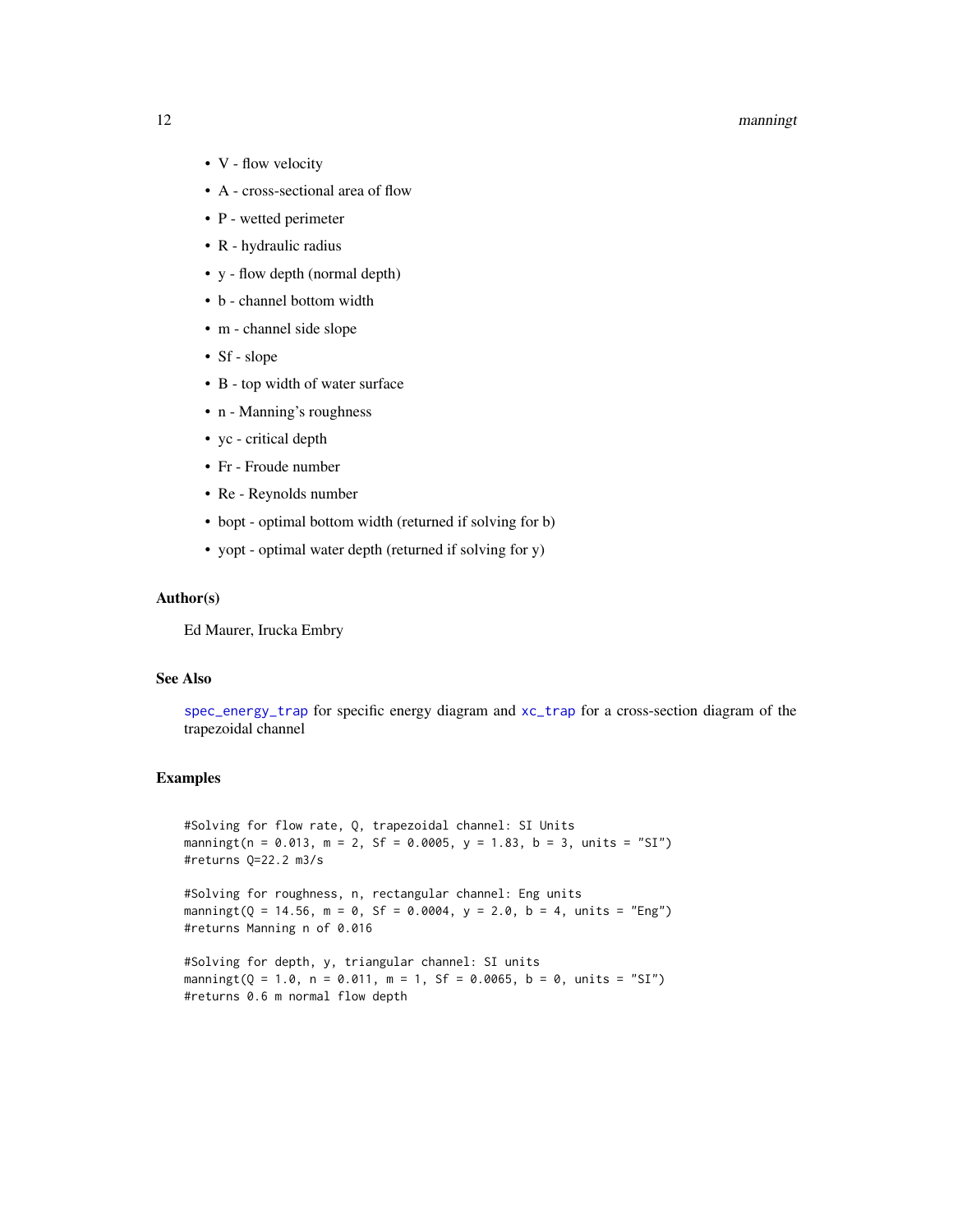- V - flow velocity
- A - cross-sectional area of flow
- P - wetted perimeter
- R - hydraulic radius
- y - flow depth (normal depth)
- b - channel bottom width
- m - channel side slope
- Sf - slope
- B - top width of water surface
- n - Manning's roughness
- yc - critical depth
- Fr - Froude number
- Re - Reynolds number
- bopt - optimal bottom width (returned if solving for b)
- yopt - optimal water depth (returned if solving for y)

### Author(s)

Ed Maurer, Irucka Embry

### See Also

spec_energy_trap for specific energy diagram and xc_trap for a cross-section diagram of the trapezoidal channel

### Examples

```
#Solving for flow rate, Q, trapezoidal channel: SI Units
manningt(n = 0.013, m = 2, Sf = 0.0005, y = 1.83, b = 3, units = "SI")
#returns Q=22.2 m3/s

#Solving for roughness, n, rectangular channel: Eng units
manningt(Q = 14.56, m = 0, Sf = 0.0004, y = 2.0, b = 4, units = "Eng")
#returns Manning n of 0.016

#Solving for depth, y, triangular channel: SI units
manningt(Q = 1.0, n = 0.011, m = 1, Sf = 0.0065, b = 0, units = "SI")
#returns 0.6 m normal flow depth
```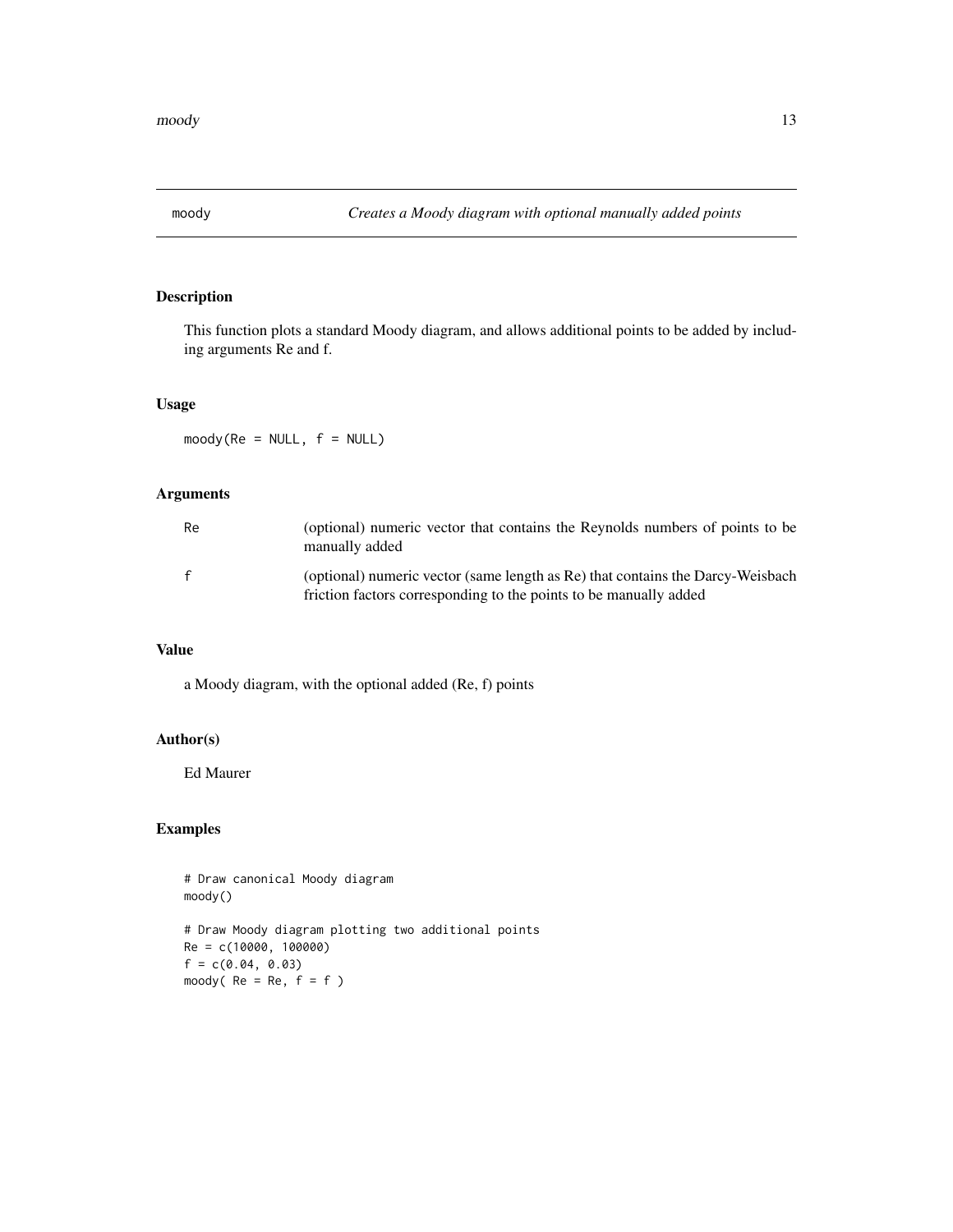`moody` *Creates a Moody diagram with optional manually added points*

## Description

This function plots a standard Moody diagram, and allows additional points to be added by including arguments Re and f.

## Usage

```
moody(Re = NULL, f = NULL)
```

## Arguments

| | |
|---|---|
| `Re` | (optional) numeric vector that contains the Reynolds numbers of points to be manually added |
| `f` | (optional) numeric vector (same length as Re) that contains the Darcy-Weisbach friction factors corresponding to the points to be manually added |

## Value

a Moody diagram, with the optional added (Re, f) points

## Author(s)

Ed Maurer

## Examples

```
# Draw canonical Moody diagram
moody()

# Draw Moody diagram plotting two additional points
Re = c(10000, 100000)
f = c(0.04, 0.03)
moody( Re = Re, f = f )
```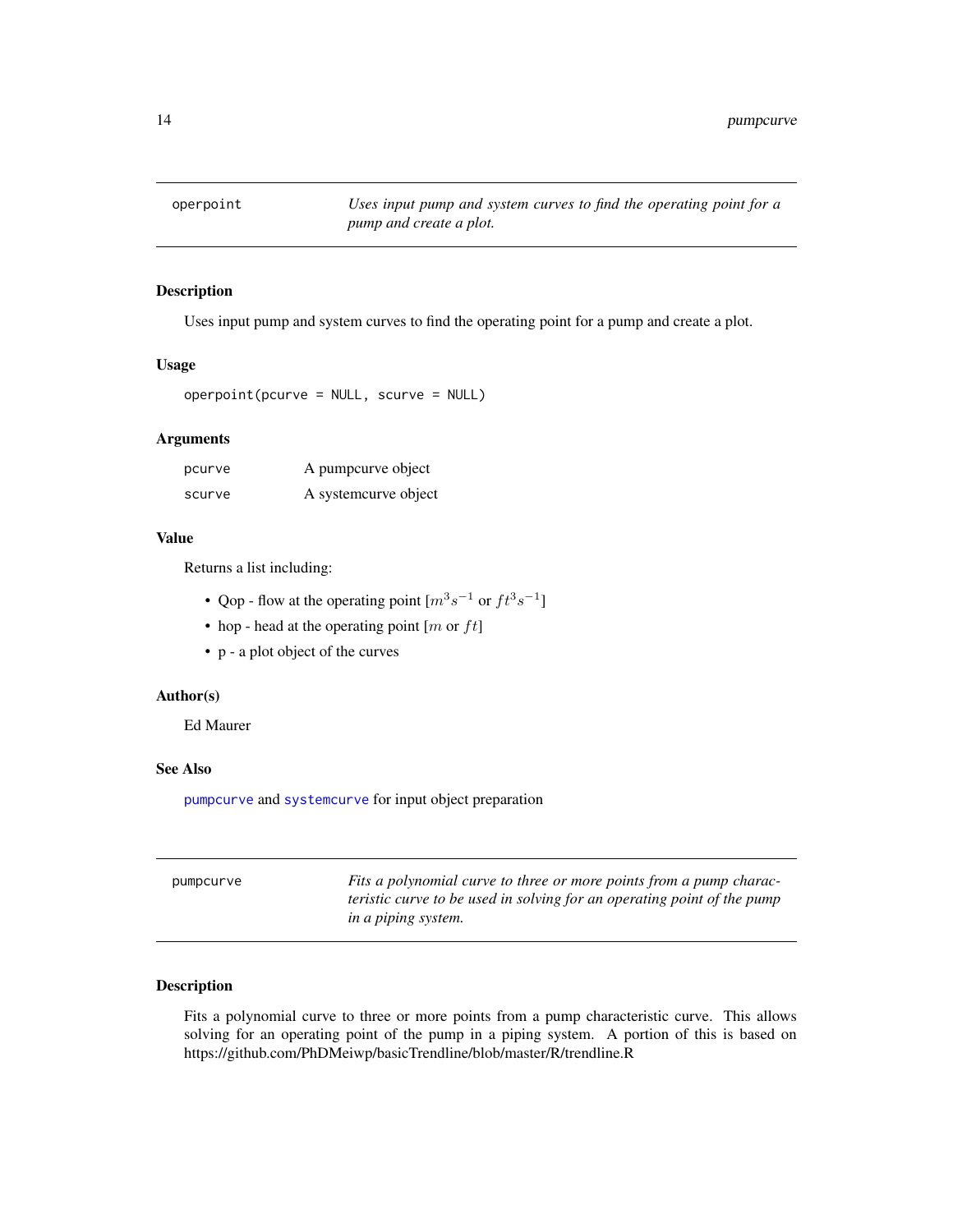## operpoint — *Uses input pump and system curves to find the operating point for a pump and create a plot.*

### Description

Uses input pump and system curves to find the operating point for a pump and create a plot.

### Usage

```
operpoint(pcurve = NULL, scurve = NULL)
```

### Arguments

| | |
|---|---|
| pcurve | A pumpcurve object |
| scurve | A systemcurve object |

### Value

Returns a list including:

- Qop - flow at the operating point [$m^3s^{-1}$ or $ft^3s^{-1}$]
- hop - head at the operating point [$m$ or $ft$]
- p - a plot object of the curves

### Author(s)

Ed Maurer

### See Also

`pumpcurve` and `systemcurve` for input object preparation

## pumpcurve — *Fits a polynomial curve to three or more points from a pump characteristic curve to be used in solving for an operating point of the pump in a piping system.*

### Description

Fits a polynomial curve to three or more points from a pump characteristic curve. This allows solving for an operating point of the pump in a piping system. A portion of this is based on https://github.com/PhDMeiwp/basicTrendline/blob/master/R/trendline.R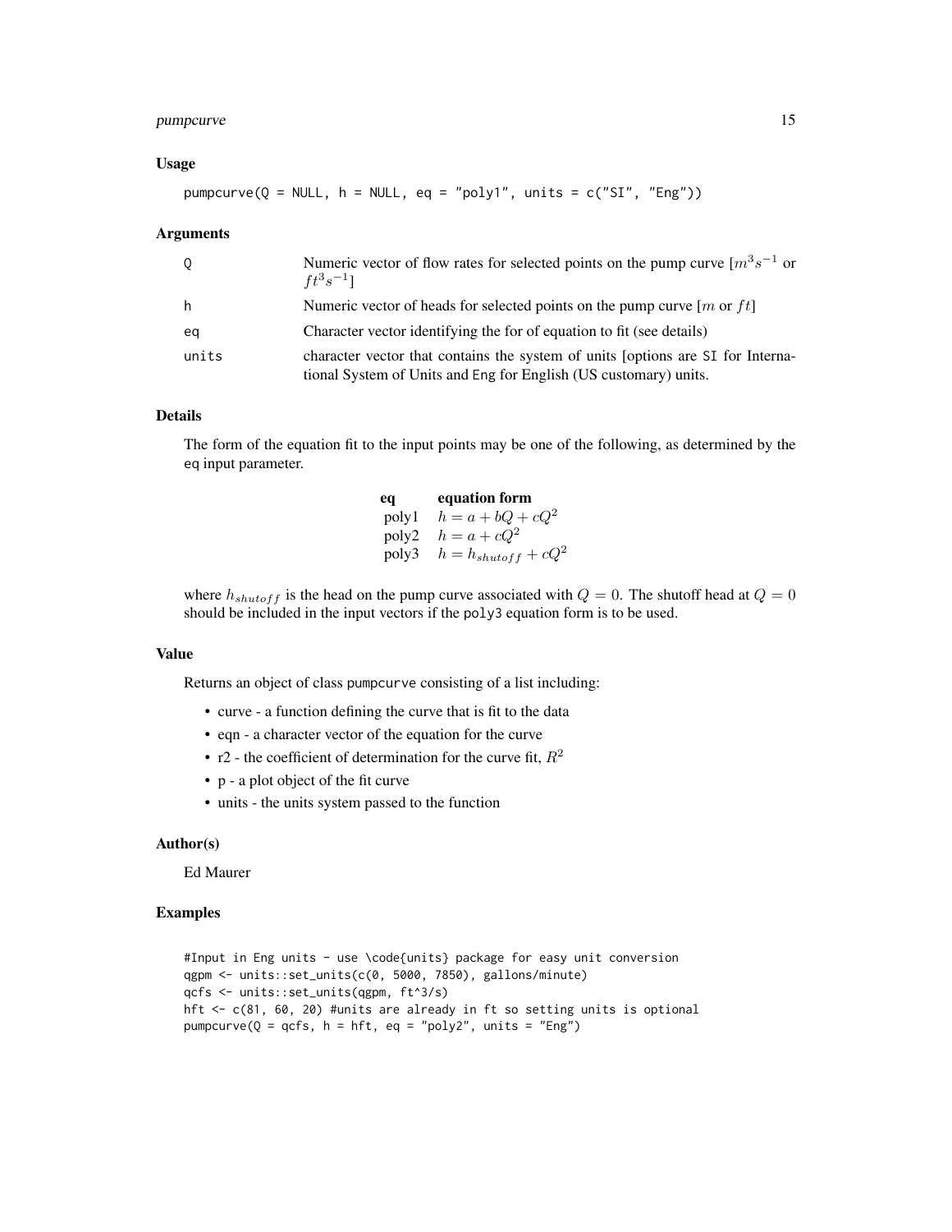### Usage

```
pumpcurve(Q = NULL, h = NULL, eq = "poly1", units = c("SI", "Eng"))
```

### Arguments

| | |
|---|---|
| Q | Numeric vector of flow rates for selected points on the pump curve [$m^3s^{-1}$ or $ft^3s^{-1}$] |
| h | Numeric vector of heads for selected points on the pump curve [$m$ or $ft$] |
| eq | Character vector identifying the for of equation to fit (see details) |
| units | character vector that contains the system of units [options are SI for International System of Units and Eng for English (US customary) units. |

### Details

The form of the equation fit to the input points may be one of the following, as determined by the eq input parameter.

| eq | equation form |
|---|---|
| poly1 | $h = a + bQ + cQ^2$ |
| poly2 | $h = a + cQ^2$ |
| poly3 | $h = h_{shutoff} + cQ^2$ |

where $h_{shutoff}$ is the head on the pump curve associated with $Q = 0$. The shutoff head at $Q = 0$ should be included in the input vectors if the poly3 equation form is to be used.

### Value

Returns an object of class pumpcurve consisting of a list including:

- curve - a function defining the curve that is fit to the data
- eqn - a character vector of the equation for the curve
- r2 - the coefficient of determination for the curve fit, $R^2$
- p - a plot object of the fit curve
- units - the units system passed to the function

### Author(s)

Ed Maurer

### Examples

```
#Input in Eng units - use \code{units} package for easy unit conversion
qgpm <- units::set_units(c(0, 5000, 7850), gallons/minute)
qcfs <- units::set_units(qgpm, ft^3/s)
hft <- c(81, 60, 20) #units are already in ft so setting units is optional
pumpcurve(Q = qcfs, h = hft, eq = "poly2", units = "Eng")
```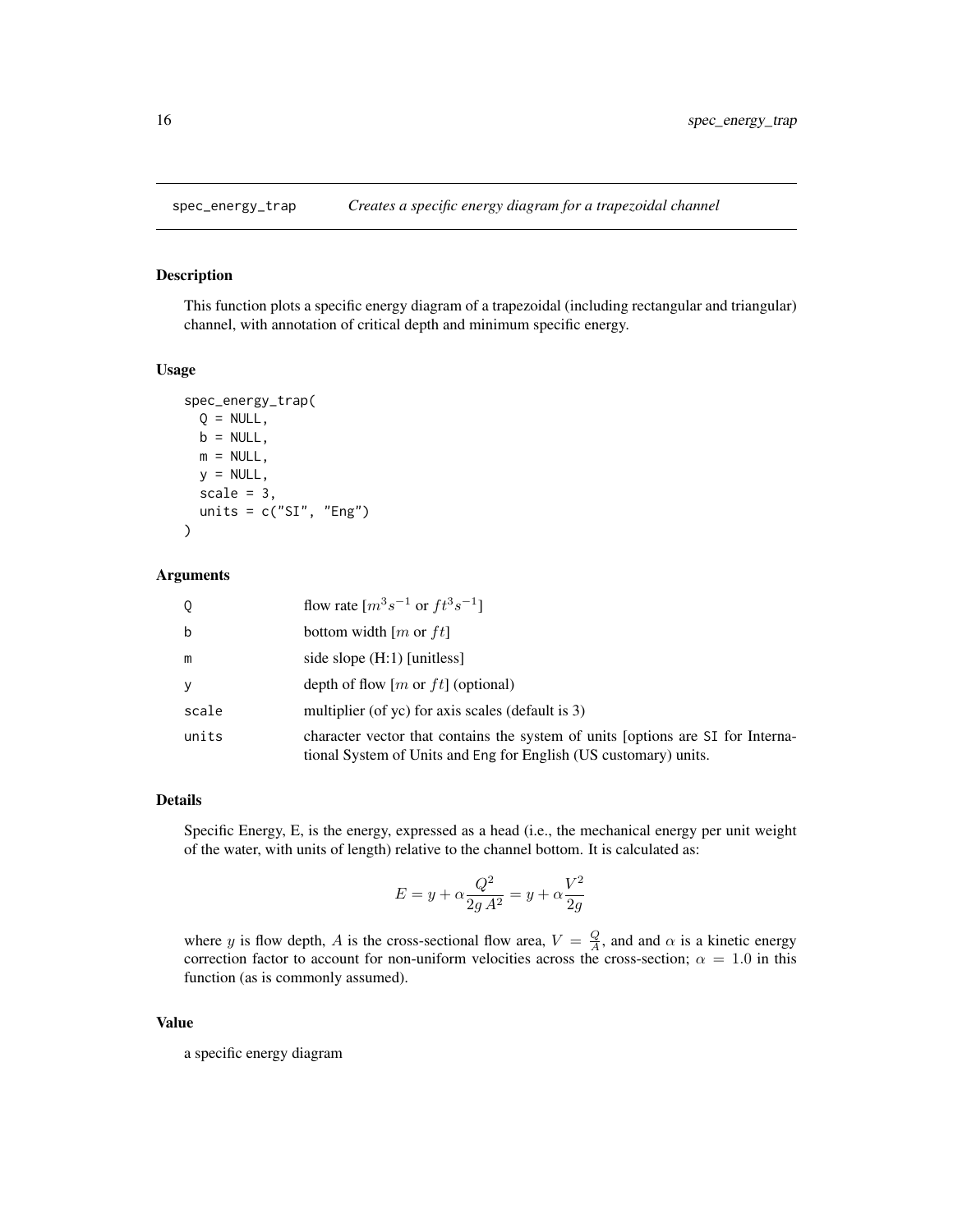## spec_energy_trap    *Creates a specific energy diagram for a trapezoidal channel*

### Description

This function plots a specific energy diagram of a trapezoidal (including rectangular and triangular) channel, with annotation of critical depth and minimum specific energy.

### Usage

```
spec_energy_trap(
  Q = NULL,
  b = NULL,
  m = NULL,
  y = NULL,
  scale = 3,
  units = c("SI", "Eng")
)
```

### Arguments

| | |
|---|---|
| Q | flow rate [$m^3 s^{-1}$ or $ft^3 s^{-1}$] |
| b | bottom width [$m$ or $ft$] |
| m | side slope (H:1) [unitless] |
| y | depth of flow [$m$ or $ft$] (optional) |
| scale | multiplier (of yc) for axis scales (default is 3) |
| units | character vector that contains the system of units [options are SI for International System of Units and Eng for English (US customary) units. |

### Details

Specific Energy, E, is the energy, expressed as a head (i.e., the mechanical energy per unit weight of the water, with units of length) relative to the channel bottom. It is calculated as:

$$E = y + \alpha \frac{Q^2}{2g\,A^2} = y + \alpha \frac{V^2}{2g}$$

where $y$ is flow depth, $A$ is the cross-sectional flow area, $V = \frac{Q}{A}$, and and $\alpha$ is a kinetic energy correction factor to account for non-uniform velocities across the cross-section; $\alpha = 1.0$ in this function (as is commonly assumed).

### Value

a specific energy diagram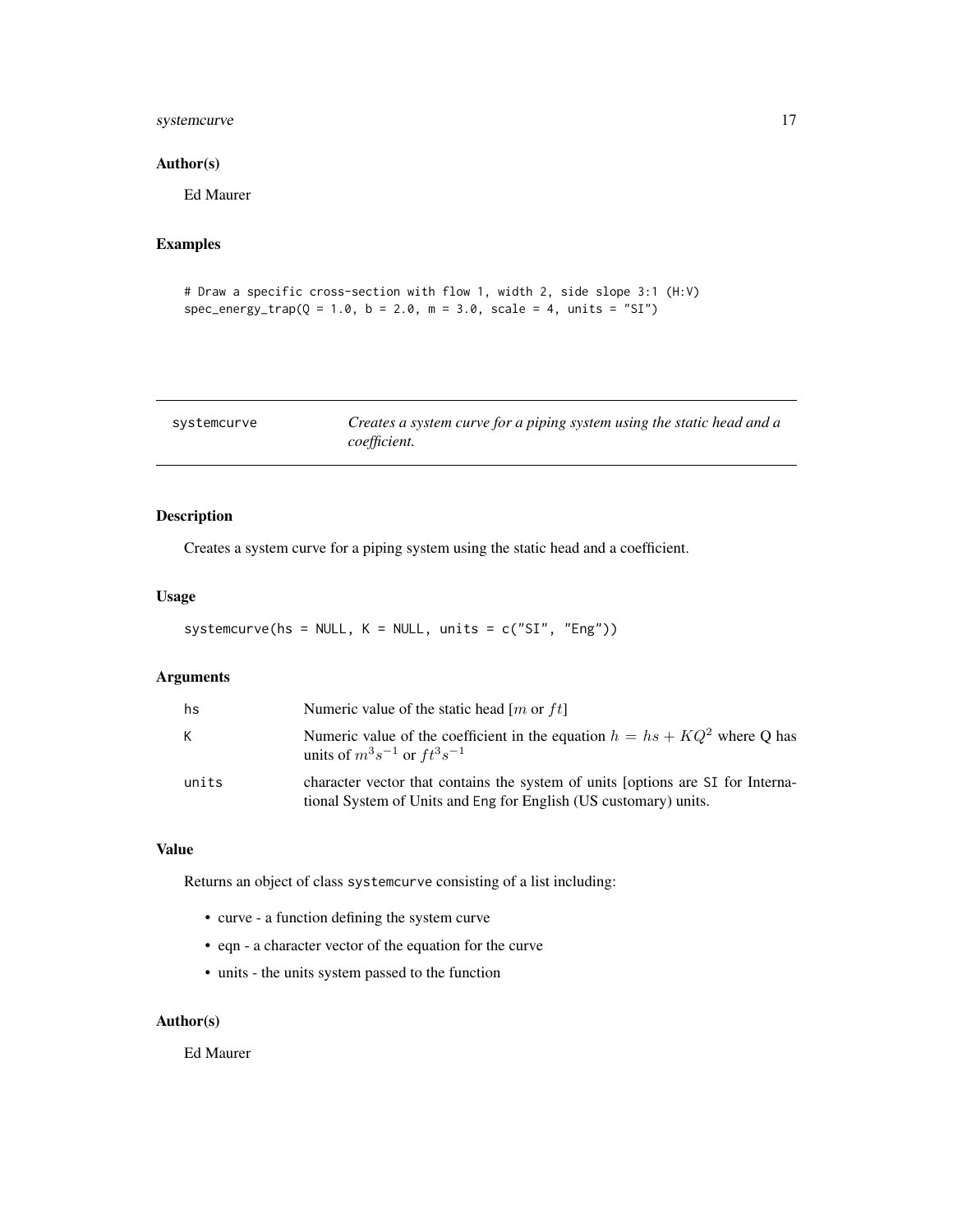## Author(s)

Ed Maurer

## Examples

```
# Draw a specific cross-section with flow 1, width 2, side slope 3:1 (H:V)
spec_energy_trap(Q = 1.0, b = 2.0, m = 3.0, scale = 4, units = "SI")
```

---

# systemcurve — *Creates a system curve for a piping system using the static head and a coefficient.*

## Description

Creates a system curve for a piping system using the static head and a coefficient.

## Usage

```
systemcurve(hs = NULL, K = NULL, units = c("SI", "Eng"))
```

## Arguments

| | |
|---|---|
| hs | Numeric value of the static head [$m$ or $ft$] |
| K | Numeric value of the coefficient in the equation $h = hs + KQ^2$ where Q has units of $m^3s^{-1}$ or $ft^3s^{-1}$ |
| units | character vector that contains the system of units [options are SI for International System of Units and Eng for English (US customary) units. |

## Value

Returns an object of class systemcurve consisting of a list including:

- curve - a function defining the system curve
- eqn - a character vector of the equation for the curve
- units - the units system passed to the function

## Author(s)

Ed Maurer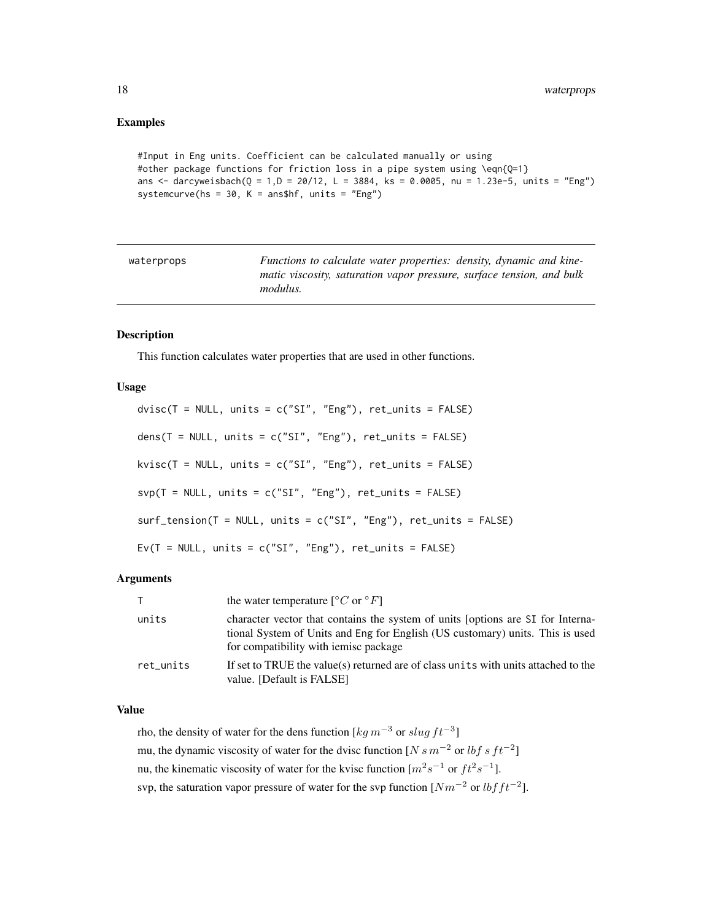## Examples

```
#Input in Eng units. Coefficient can be calculated manually or using
#other package functions for friction loss in a pipe system using \eqn{Q=1}
ans <- darcyweisbach(Q = 1,D = 20/12, L = 3884, ks = 0.0005, nu = 1.23e-5, units = "Eng")
systemcurve(hs = 30, K = ans$hf, units = "Eng")
```

---

| waterprops | *Functions to calculate water properties: density, dynamic and kinematic viscosity, saturation vapor pressure, surface tension, and bulk modulus.* |
|---|---|

---

## Description

This function calculates water properties that are used in other functions.

## Usage

```
dvisc(T = NULL, units = c("SI", "Eng"), ret_units = FALSE)

dens(T = NULL, units = c("SI", "Eng"), ret_units = FALSE)

kvisc(T = NULL, units = c("SI", "Eng"), ret_units = FALSE)

svp(T = NULL, units = c("SI", "Eng"), ret_units = FALSE)

surf_tension(T = NULL, units = c("SI", "Eng"), ret_units = FALSE)

Ev(T = NULL, units = c("SI", "Eng"), ret_units = FALSE)
```

## Arguments

| | |
|---|---|
| T | the water temperature [$^{\circ}C$ or $^{\circ}F$] |
| units | character vector that contains the system of units [options are SI for International System of Units and Eng for English (US customary) units. This is used for compatibility with iemisc package |
| ret_units | If set to TRUE the value(s) returned are of class units with units attached to the value. [Default is FALSE] |

## Value

rho, the density of water for the dens function [$kg\,m^{-3}$ or $slug\,ft^{-3}$]

mu, the dynamic viscosity of water for the dvisc function [$N\,s\,m^{-2}$ or $lbf\,s\,ft^{-2}$]

nu, the kinematic viscosity of water for the kvisc function [$m^2s^{-1}$ or $ft^2s^{-1}$].

svp, the saturation vapor pressure of water for the svp function [$Nm^{-2}$ or $lbf ft^{-2}$].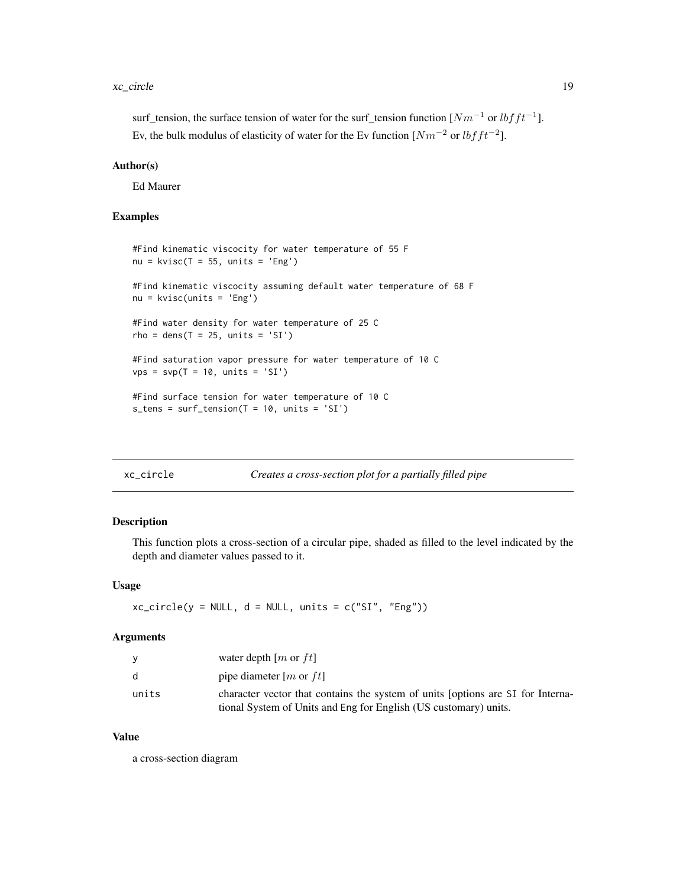surf_tension, the surface tension of water for the surf_tension function [$Nm^{-1}$ or $lbfft^{-1}$].

Ev, the bulk modulus of elasticity of water for the Ev function [$Nm^{-2}$ or $lbfft^{-2}$].

### Author(s)

Ed Maurer

### Examples

```
#Find kinematic viscocity for water temperature of 55 F
nu = kvisc(T = 55, units = 'Eng')

#Find kinematic viscocity assuming default water temperature of 68 F
nu = kvisc(units = 'Eng')

#Find water density for water temperature of 25 C
rho = dens(T = 25, units = 'SI')

#Find saturation vapor pressure for water temperature of 10 C
vps = svp(T = 10, units = 'SI')

#Find surface tension for water temperature of 10 C
s_tens = surf_tension(T = 10, units = 'SI')
```

## xc_circle *Creates a cross-section plot for a partially filled pipe*

### Description

This function plots a cross-section of a circular pipe, shaded as filled to the level indicated by the depth and diameter values passed to it.

### Usage

```
xc_circle(y = NULL, d = NULL, units = c("SI", "Eng"))
```

### Arguments

| | |
|---|---|
| y | water depth [$m$ or $ft$] |
| d | pipe diameter [$m$ or $ft$] |
| units | character vector that contains the system of units [options are SI for International System of Units and Eng for English (US customary) units. |

### Value

a cross-section diagram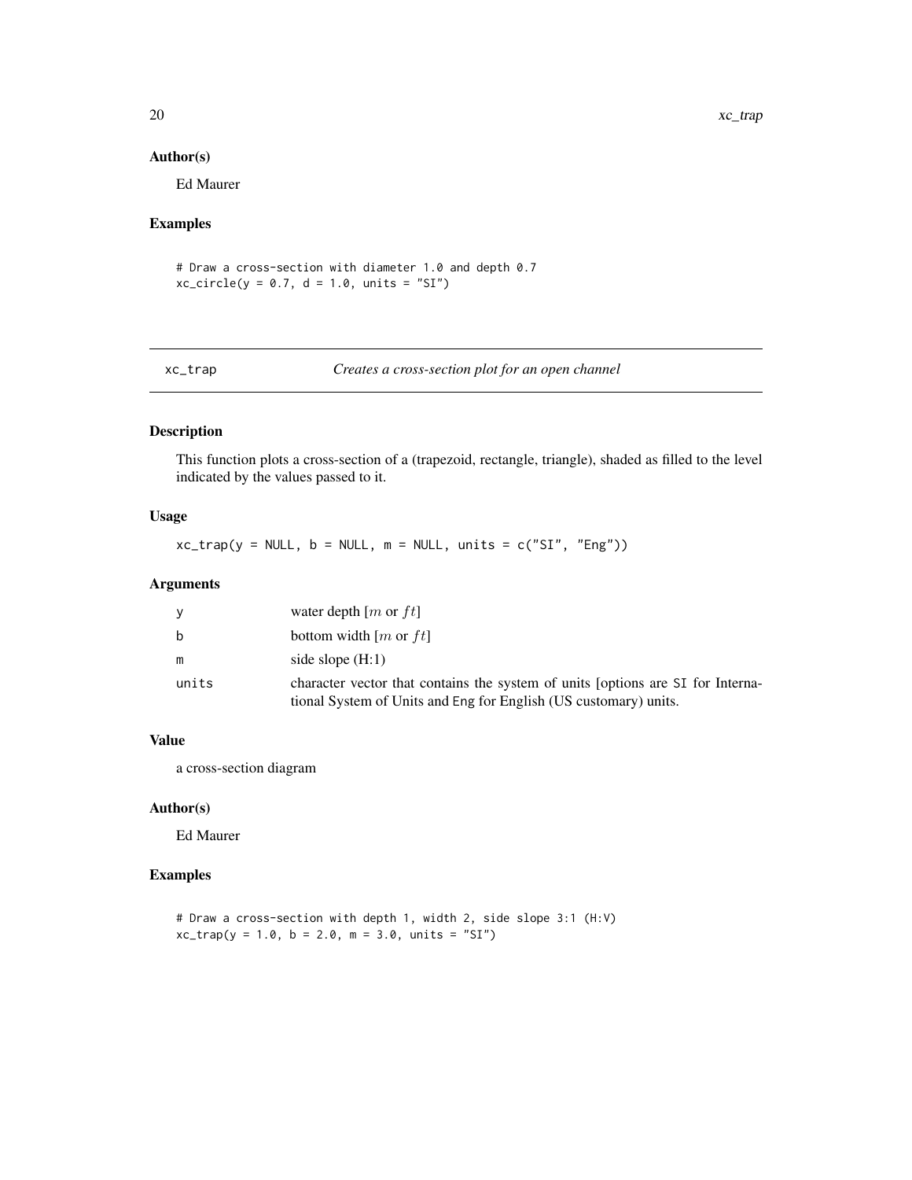### Author(s)

Ed Maurer

### Examples

```
# Draw a cross-section with diameter 1.0 and depth 0.7
xc_circle(y = 0.7, d = 1.0, units = "SI")
```

---

## xc_trap — *Creates a cross-section plot for an open channel*

### Description

This function plots a cross-section of a (trapezoid, rectangle, triangle), shaded as filled to the level indicated by the values passed to it.

### Usage

```
xc_trap(y = NULL, b = NULL, m = NULL, units = c("SI", "Eng"))
```

### Arguments

| | |
|---|---|
| y | water depth [$m$ or $ft$] |
| b | bottom width [$m$ or $ft$] |
| m | side slope (H:1) |
| units | character vector that contains the system of units [options are SI for International System of Units and Eng for English (US customary) units. |

### Value

a cross-section diagram

### Author(s)

Ed Maurer

### Examples

```
# Draw a cross-section with depth 1, width 2, side slope 3:1 (H:V)
xc_trap(y = 1.0, b = 2.0, m = 3.0, units = "SI")
```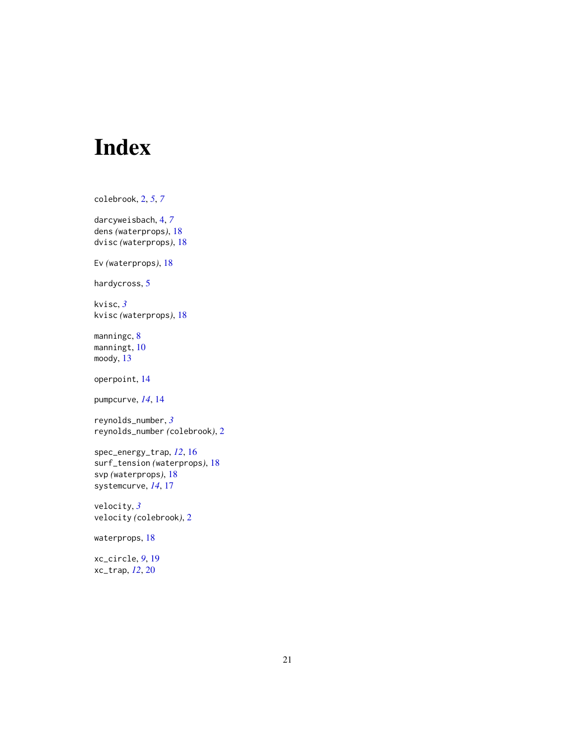# Index

colebrook, 2, *5*, *7*

darcyweisbach, 4, *7*
dens *(*waterprops*)*, 18
dvisc *(*waterprops*)*, 18

Ev *(*waterprops*)*, 18

hardycross, 5

kvisc, *3*
kvisc *(*waterprops*)*, 18

manningc, 8
manningt, 10
moody, 13

operpoint, 14

pumpcurve, *14*, 14

reynolds_number, *3*
reynolds_number *(*colebrook*)*, 2

spec_energy_trap, *12*, 16
surf_tension *(*waterprops*)*, 18
svp *(*waterprops*)*, 18
systemcurve, *14*, 17

velocity, *3*
velocity *(*colebrook*)*, 2

waterprops, 18

xc_circle, *9*, 19
xc_trap, *12*, 20